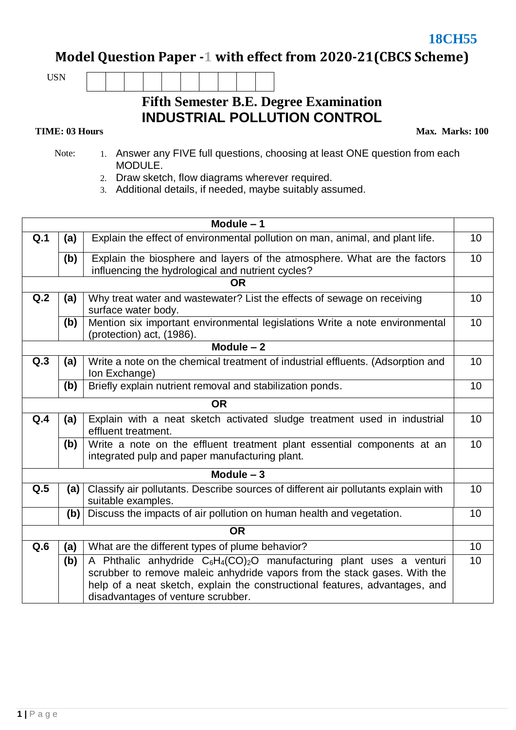18CH55

# Model Question Paper -1 with effect from 2020-21(CBCS Scheme)

USN | | | | | | | | | |

## Fifth Semester B.E. Degree Examination
## INDUSTRIAL POLLUTION CONTROL

**TIME: 03 Hours** **Max. Marks: 100**

Note:
1. Answer any FIVE full questions, choosing at least ONE question from each MODULE.
2. Draw sketch, flow diagrams wherever required.
3. Additional details, if needed, maybe suitably assumed.

| | | Module – 1 | |
|---|---|---|---|
| **Q.1** | **(a)** | Explain the effect of environmental pollution on man, animal, and plant life. | 10 |
| | **(b)** | Explain the biosphere and layers of the atmosphere. What are the factors influencing the hydrological and nutrient cycles? | 10 |
| | | **OR** | |
| **Q.2** | **(a)** | Why treat water and wastewater? List the effects of sewage on receiving surface water body. | 10 |
| | **(b)** | Mention six important environmental legislations Write a note environmental (protection) act, (1986). | 10 |
| | | **Module – 2** | |
| **Q.3** | **(a)** | Write a note on the chemical treatment of industrial effluents. (Adsorption and Ion Exchange) | 10 |
| | **(b)** | Briefly explain nutrient removal and stabilization ponds. | 10 |
| | | **OR** | |
| **Q.4** | **(a)** | Explain with a neat sketch activated sludge treatment used in industrial effluent treatment. | 10 |
| | **(b)** | Write a note on the effluent treatment plant essential components at an integrated pulp and paper manufacturing plant. | 10 |
| | | **Module – 3** | |
| **Q.5** | **(a)** | Classify air pollutants. Describe sources of different air pollutants explain with suitable examples. | 10 |
| | **(b)** | Discuss the impacts of air pollution on human health and vegetation. | 10 |
| | | **OR** | |
| **Q.6** | **(a)** | What are the different types of plume behavior? | 10 |
| | **(b)** | A Phthalic anhydride $C_6H_4(CO)_2O$ manufacturing plant uses a venturi scrubber to remove maleic anhydride vapors from the stack gases. With the help of a neat sketch, explain the constructional features, advantages, and disadvantages of venture scrubber. | 10 |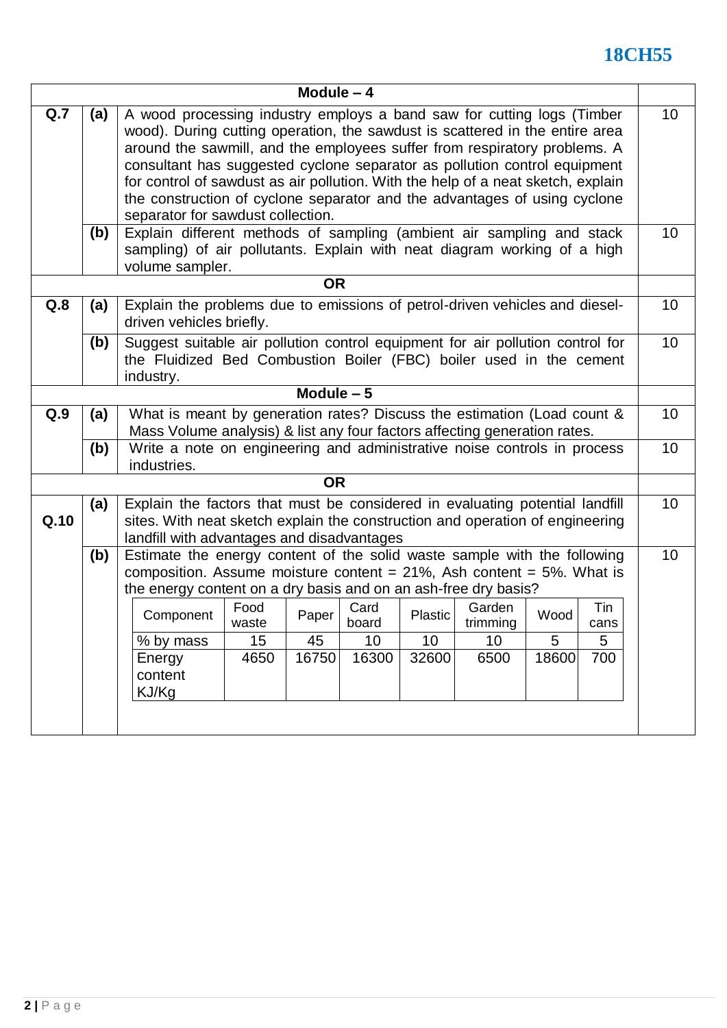| | | Module – 4 | |
|---|---|---|---|
| Q.7 | (a) | A wood processing industry employs a band saw for cutting logs (Timber wood). During cutting operation, the sawdust is scattered in the entire area around the sawmill, and the employees suffer from respiratory problems. A consultant has suggested cyclone separator as pollution control equipment for control of sawdust as air pollution. With the help of a neat sketch, explain the construction of cyclone separator and the advantages of using cyclone separator for sawdust collection. | 10 |
| | (b) | Explain different methods of sampling (ambient air sampling and stack sampling) of air pollutants. Explain with neat diagram working of a high volume sampler. | 10 |
| | | **OR** | |
| Q.8 | (a) | Explain the problems due to emissions of petrol-driven vehicles and diesel-driven vehicles briefly. | 10 |
| | (b) | Suggest suitable air pollution control equipment for air pollution control for the Fluidized Bed Combustion Boiler (FBC) boiler used in the cement industry. | 10 |
| | | **Module – 5** | |
| Q.9 | (a) | What is meant by generation rates? Discuss the estimation (Load count & Mass Volume analysis) & list any four factors affecting generation rates. | 10 |
| | (b) | Write a note on engineering and administrative noise controls in process industries. | 10 |
| | | **OR** | |
| Q.10 | (a) | Explain the factors that must be considered in evaluating potential landfill sites. With neat sketch explain the construction and operation of engineering landfill with advantages and disadvantages | 10 |
| | (b) | Estimate the energy content of the solid waste sample with the following composition. Assume moisture content = 21%, Ash content = 5%. What is the energy content on a dry basis and on an ash-free dry basis? | 10 |

| Component | Food waste | Paper | Card board | Plastic | Garden trimming | Wood | Tin cans |
|---|---|---|---|---|---|---|---|
| % by mass | 15 | 45 | 10 | 10 | 10 | 5 | 5 |
| Energy content KJ/Kg | 4650 | 16750 | 16300 | 32600 | 6500 | 18600 | 700 |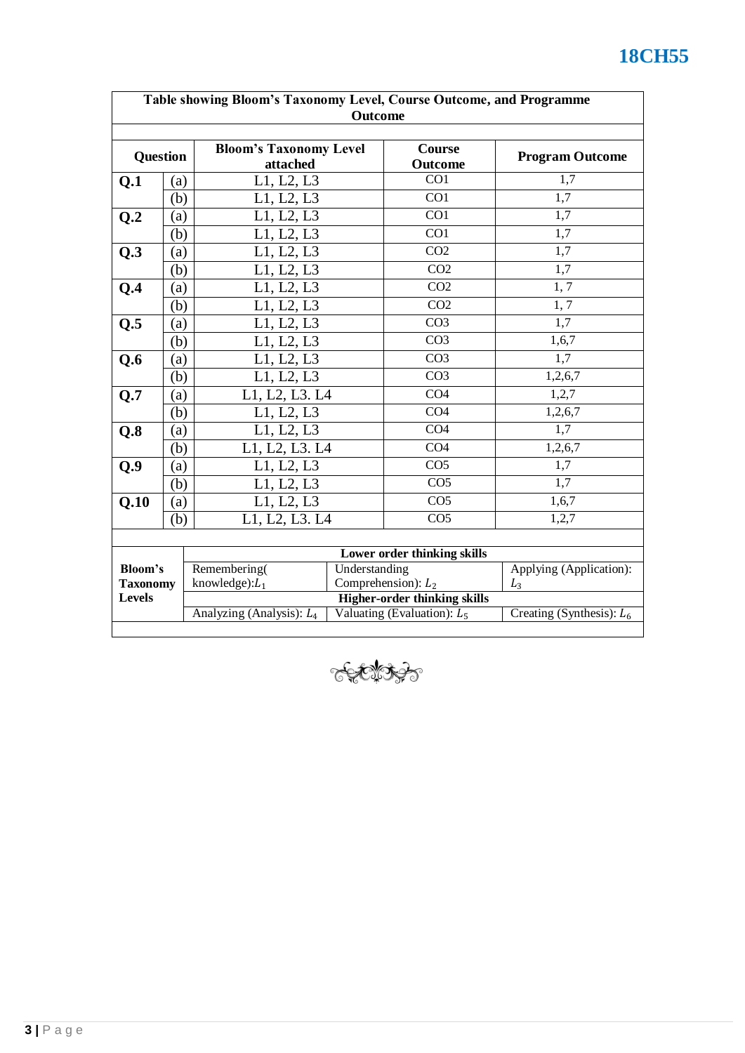**Table showing Bloom's Taxonomy Level, Course Outcome, and Programme Outcome**

| Question | | Bloom's Taxonomy Level attached | Course Outcome | Program Outcome |
|---|---|---|---|---|
| **Q.1** | (a) | L1, L2, L3 | CO1 | 1,7 |
| | (b) | L1, L2, L3 | CO1 | 1,7 |
| **Q.2** | (a) | L1, L2, L3 | CO1 | 1,7 |
| | (b) | L1, L2, L3 | CO1 | 1,7 |
| **Q.3** | (a) | L1, L2, L3 | CO2 | 1,7 |
| | (b) | L1, L2, L3 | CO2 | 1,7 |
| **Q.4** | (a) | L1, L2, L3 | CO2 | 1, 7 |
| | (b) | L1, L2, L3 | CO2 | 1, 7 |
| **Q.5** | (a) | L1, L2, L3 | CO3 | 1,7 |
| | (b) | L1, L2, L3 | CO3 | 1,6,7 |
| **Q.6** | (a) | L1, L2, L3 | CO3 | 1,7 |
| | (b) | L1, L2, L3 | CO3 | 1,2,6,7 |
| **Q.7** | (a) | L1, L2, L3. L4 | CO4 | 1,2,7 |
| | (b) | L1, L2, L3 | CO4 | 1,2,6,7 |
| **Q.8** | (a) | L1, L2, L3 | CO4 | 1,7 |
| | (b) | L1, L2, L3. L4 | CO4 | 1,2,6,7 |
| **Q.9** | (a) | L1, L2, L3 | CO5 | 1,7 |
| | (b) | L1, L2, L3 | CO5 | 1,7 |
| **Q.10** | (a) | L1, L2, L3 | CO5 | 1,6,7 |
| | (b) | L1, L2, L3. L4 | CO5 | 1,2,7 |

| **Bloom's Taxonomy Levels** | **Lower order thinking skills** | | |
|---|---|---|---|
| | Remembering( knowledge): $L_1$ | Understanding Comprehension): $L_2$ | Applying (Application): $L_3$ |
| | **Higher-order thinking skills** | | |
| | Analyzing (Analysis): $L_4$ | Valuating (Evaluation): $L_5$ | Creating (Synthesis): $L_6$ |